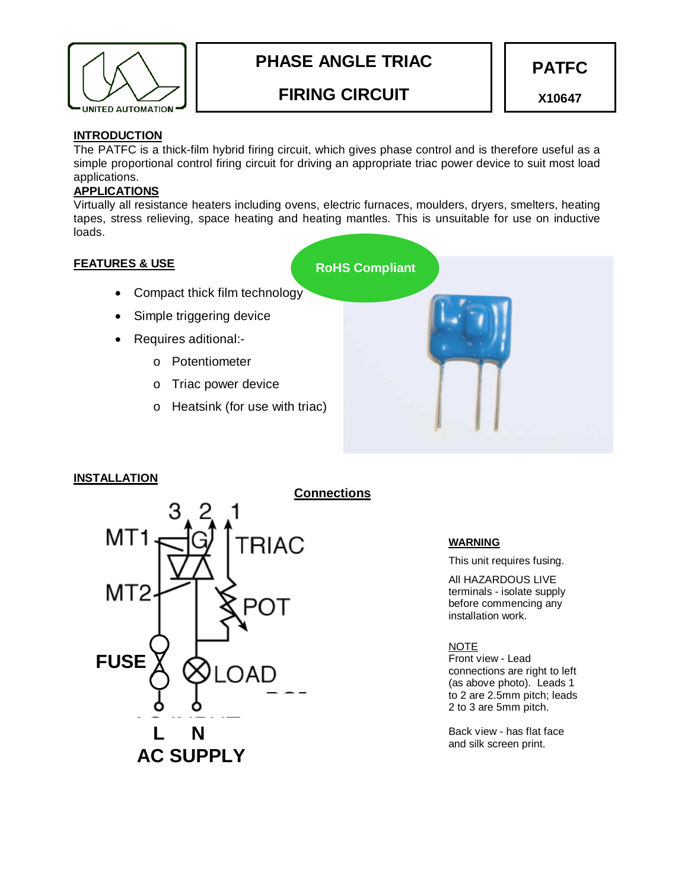# PHASE ANGLE TRIAC FIRING CIRCUIT

**PATFC**

**X10647**

## INTRODUCTION

The PATFC is a thick-film hybrid firing circuit, which gives phase control and is therefore useful as a simple proportional control firing circuit for driving an appropriate triac power device to suit most load applications.

## APPLICATIONS

Virtually all resistance heaters including ovens, electric furnaces, moulders, dryers, smelters, heating tapes, stress relieving, space heating and heating mantles. This is unsuitable for use on inductive loads.

## FEATURES & USE

**RoHS Compliant**

- Compact thick film technology
- Simple triggering device
- Requires aditional:-
  - Potentiometer
  - Triac power device
  - Heatsink (for use with triac)

## INSTALLATION

**Connections**

3 2 1

MT1 G TRIAC

MT2 POT

FUSE LOAD

L N

**AC SUPPLY**

### WARNING

This unit requires fusing.

All HAZARDOUS LIVE terminals - isolate supply before commencing any installation work.

### NOTE

Front view - Lead connections are right to left (as above photo). Leads 1 to 2 are 2.5mm pitch; leads 2 to 3 are 5mm pitch.

Back view - has flat face and silk screen print.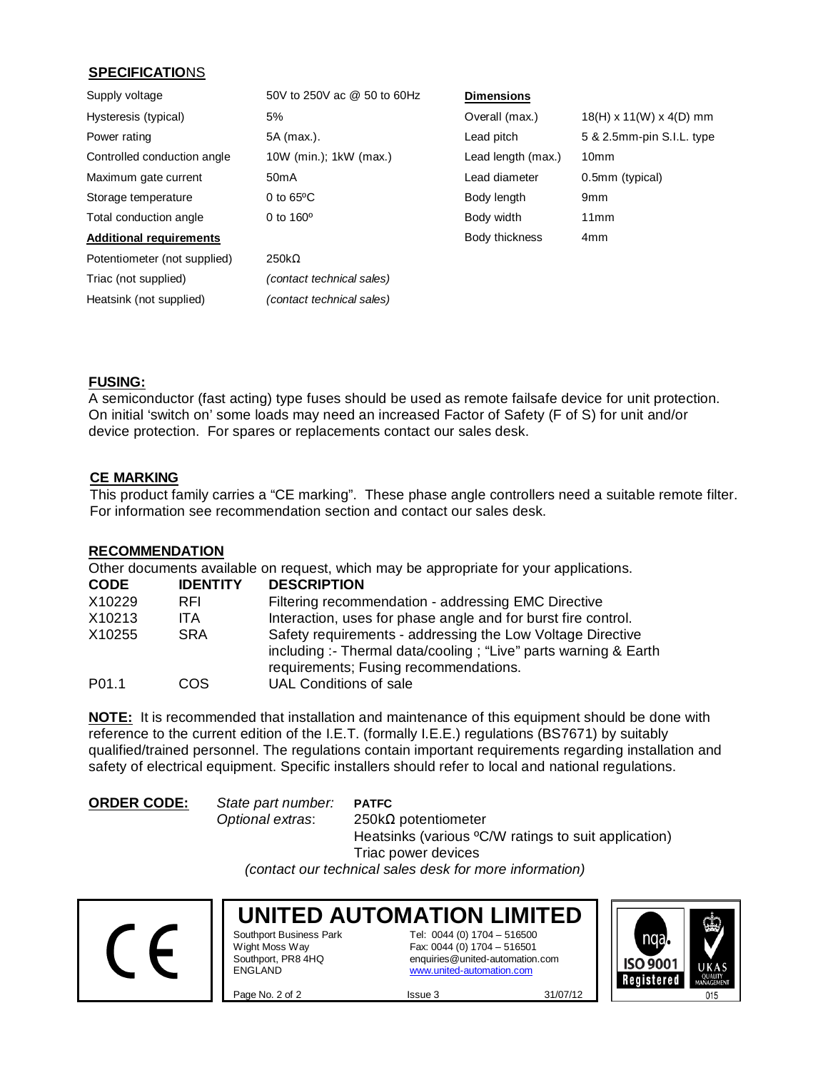## SPECIFICATIONS

| | |
|---|---|
| Supply voltage | 50V to 250V ac @ 50 to 60Hz |
| Hysteresis (typical) | 5% |
| Power rating | 5A (max.). |
| Controlled conduction angle | 10W (min.); 1kW (max.) |
| Maximum gate current | 50mA |
| Storage temperature | 0 to 65ºC |
| Total conduction angle | 0 to 160º |
| **Additional requirements** | |
| Potentiometer (not supplied) | 250kΩ |
| Triac (not supplied) | *(contact technical sales)* |
| Heatsink (not supplied) | *(contact technical sales)* |

**Dimensions**

| | |
|---|---|
| Overall (max.) | 18(H) x 11(W) x 4(D) mm |
| Lead pitch | 5 & 2.5mm-pin S.I.L. type |
| Lead length (max.) | 10mm |
| Lead diameter | 0.5mm (typical) |
| Body length | 9mm |
| Body width | 11mm |
| Body thickness | 4mm |

### FUSING:

A semiconductor (fast acting) type fuses should be used as remote failsafe device for unit protection. On initial 'switch on' some loads may need an increased Factor of Safety (F of S) for unit and/or device protection. For spares or replacements contact our sales desk.

### CE MARKING

This product family carries a "CE marking". These phase angle controllers need a suitable remote filter. For information see recommendation section and contact our sales desk.

### RECOMMENDATION

Other documents available on request, which may be appropriate for your applications.

| CODE | IDENTITY | DESCRIPTION |
|---|---|---|
| X10229 | RFI | Filtering recommendation - addressing EMC Directive |
| X10213 | ITA | Interaction, uses for phase angle and for burst fire control. |
| X10255 | SRA | Safety requirements - addressing the Low Voltage Directive including :- Thermal data/cooling ; "Live" parts warning & Earth requirements; Fusing recommendations. |
| P01.1 | COS | UAL Conditions of sale |

**NOTE:** It is recommended that installation and maintenance of this equipment should be done with reference to the current edition of the I.E.T. (formally I.E.E.) regulations (BS7671) by suitably qualified/trained personnel. The regulations contain important requirements regarding installation and safety of electrical equipment. Specific installers should refer to local and national regulations.

**ORDER CODE:** *State part number:* **PATFC**

*Optional extras*: 250kΩ potentiometer
Heatsinks (various ºC/W ratings to suit application)
Triac power devices

*(contact our technical sales desk for more information)*

CE

**UNITED AUTOMATION LIMITED**

Southport Business Park
Wight Moss Way
Southport, PR8 4HQ
ENGLAND

Tel: 0044 (0) 1704 – 516500
Fax: 0044 (0) 1704 – 516501
enquiries@united-automation.com
www.united-automation.com

Issue 3 31/07/12

nqa. ISO 9001 Registered UKAS QUALITY MANAGEMENT 015